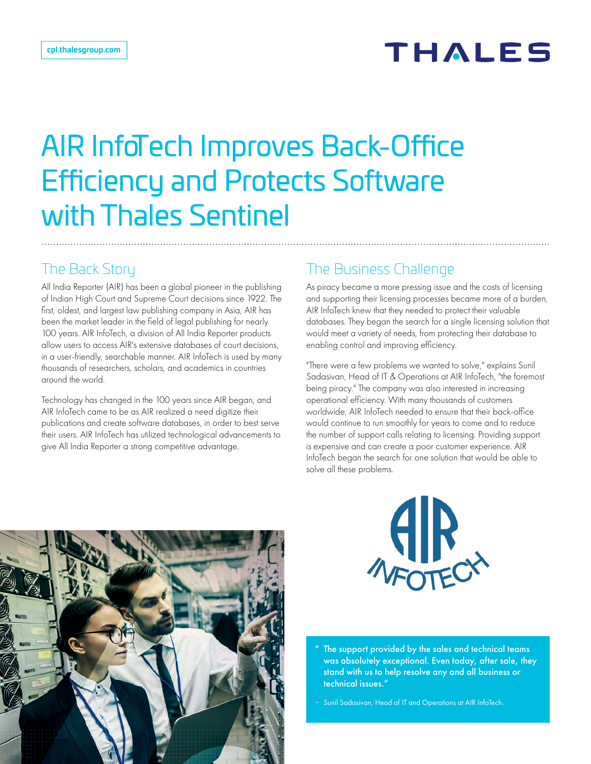cpl.thalesgroup.com

# AIR InfoTech Improves Back-Office Efficiency and Protects Software with Thales Sentinel

## The Back Story

All India Reporter (AIR) has been a global pioneer in the publishing of Indian High Court and Supreme Court decisions since 1922. The first, oldest, and largest law publishing company in Asia, AIR has been the market leader in the field of legal publishing for nearly 100 years. AIR InfoTech, a division of All India Reporter products allow users to access AIR's extensive databases of court decisions, in a user-friendly, searchable manner. AIR InfoTech is used by many thousands of researchers, scholars, and academics in countries around the world.

Technology has changed in the 100 years since AIR began, and AIR InfoTech came to be as AIR realized a need digitize their publications and create software databases, in order to best serve their users. AIR InfoTech has utilized technological advancements to give All India Reporter a strong competitive advantage.

## The Business Challenge

As piracy became a more pressing issue and the costs of licensing and supporting their licensing processes became more of a burden, AIR InfoTech knew that they needed to protect their valuable databases. They began the search for a single licensing solution that would meet a variety of needs, from protecting their database to enabling control and improving efficiency.

"There were a few problems we wanted to solve," explains Sunil Sadasivan, Head of IT & Operations at AIR InfoTech, "the foremost being piracy." The company was also interested in increasing operational efficiency. With many thousands of customers worldwide, AIR InfoTech needed to ensure that their back-office would continue to run smoothly for years to come and to reduce the number of support calls relating to licensing. Providing support is expensive and can create a poor customer experience. AIR InfoTech began the search for one solution that would be able to solve all these problems.

> "The support provided by the sales and technical teams was absolutely exceptional. Even today, after sale, they stand with us to help resolve any and all business or technical issues."
>
> – Sunil Sadasivan, Head of IT and Operations at AIR InfoTech.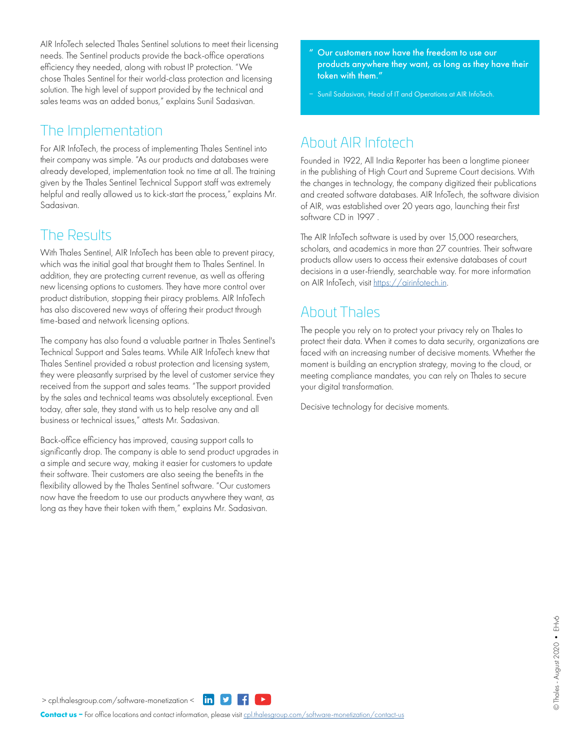AIR InfoTech selected Thales Sentinel solutions to meet their licensing needs. The Sentinel products provide the back-office operations efficiency they needed, along with robust IP protection. "We chose Thales Sentinel for their world-class protection and licensing solution. The high level of support provided by the technical and sales teams was an added bonus," explains Sunil Sadasivan.

## The Implementation

For AIR InfoTech, the process of implementing Thales Sentinel into their company was simple. "As our products and databases were already developed, implementation took no time at all. The training given by the Thales Sentinel Technical Support staff was extremely helpful and really allowed us to kick-start the process," explains Mr. Sadasivan.

## The Results

With Thales Sentinel, AIR InfoTech has been able to prevent piracy, which was the initial goal that brought them to Thales Sentinel. In addition, they are protecting current revenue, as well as offering new licensing options to customers. They have more control over product distribution, stopping their piracy problems. AIR InfoTech has also discovered new ways of offering their product through time-based and network licensing options.

The company has also found a valuable partner in Thales Sentinel's Technical Support and Sales teams. While AIR InfoTech knew that Thales Sentinel provided a robust protection and licensing system, they were pleasantly surprised by the level of customer service they received from the support and sales teams. "The support provided by the sales and technical teams was absolutely exceptional. Even today, after sale, they stand with us to help resolve any and all business or technical issues," attests Mr. Sadasivan.

Back-office efficiency has improved, causing support calls to significantly drop. The company is able to send product upgrades in a simple and secure way, making it easier for customers to update their software. Their customers are also seeing the benefits in the flexibility allowed by the Thales Sentinel software. "Our customers now have the freedom to use our products anywhere they want, as long as they have their token with them," explains Mr. Sadasivan.

> **"Our customers now have the freedom to use our products anywhere they want, as long as they have their token with them."**
>
> – Sunil Sadasivan, Head of IT and Operations at AIR InfoTech.

## About AIR Infotech

Founded in 1922, All India Reporter has been a longtime pioneer in the publishing of High Court and Supreme Court decisions. With the changes in technology, the company digitized their publications and created software databases. AIR InfoTech, the software division of AIR, was established over 20 years ago, launching their first software CD in 1997 .

The AIR InfoTech software is used by over 15,000 researchers, scholars, and academics in more than 27 countries. Their software products allow users to access their extensive databases of court decisions in a user-friendly, searchable way. For more information on AIR InfoTech, visit https://airinfotech.in.

## About Thales

The people you rely on to protect your privacy rely on Thales to protect their data. When it comes to data security, organizations are faced with an increasing number of decisive moments. Whether the moment is building an encryption strategy, moving to the cloud, or meeting compliance mandates, you can rely on Thales to secure your digital transformation.

Decisive technology for decisive moments.

> cpl.thalesgroup.com/software-monetization <

**Contact us –** For office locations and contact information, please visit cpl.thalesgroup.com/software-monetization/contact-us

© Thales - August 2020 • EHv6